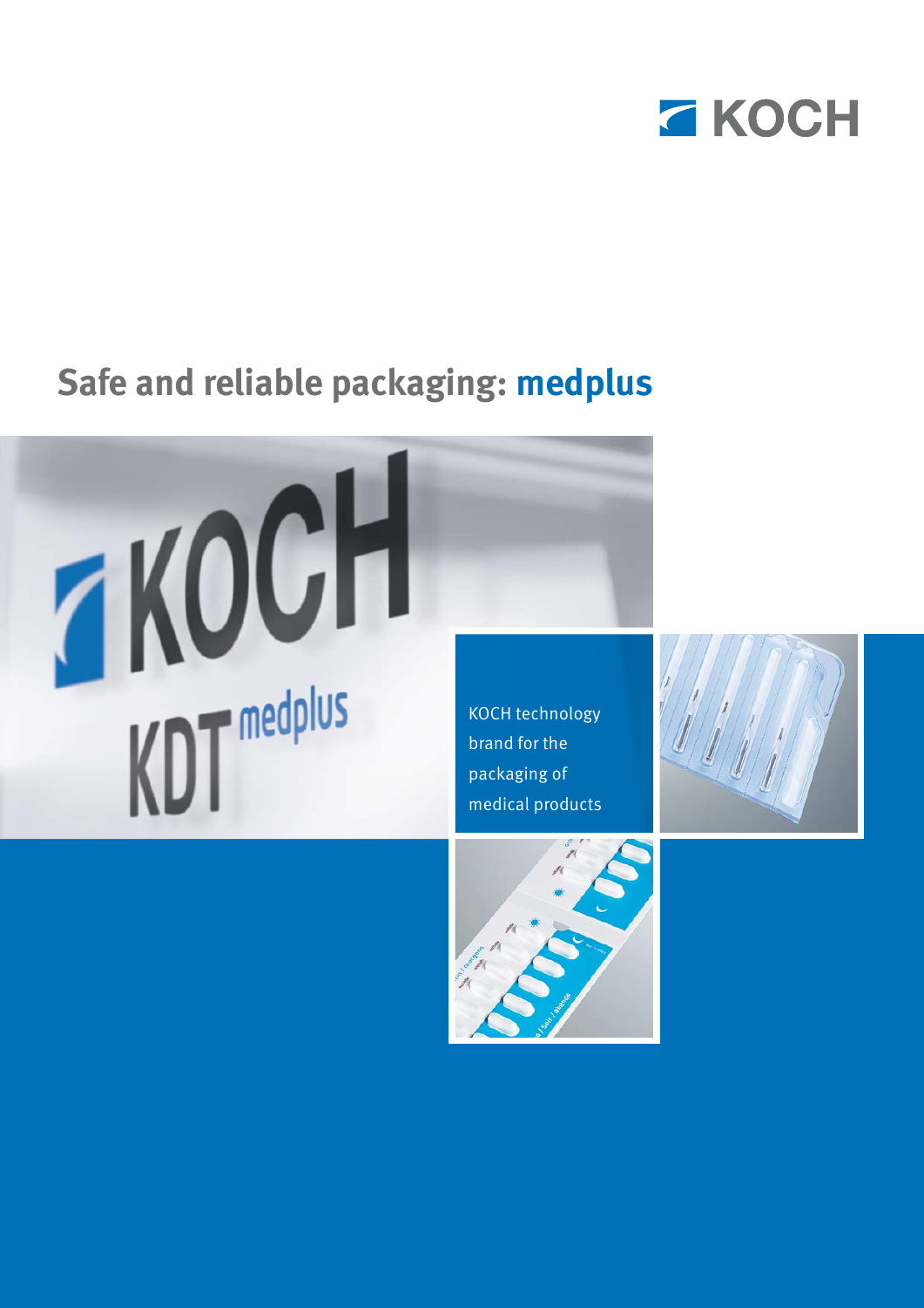# Safe and reliable packaging: medplus

KOCH technology brand for the packaging of medical products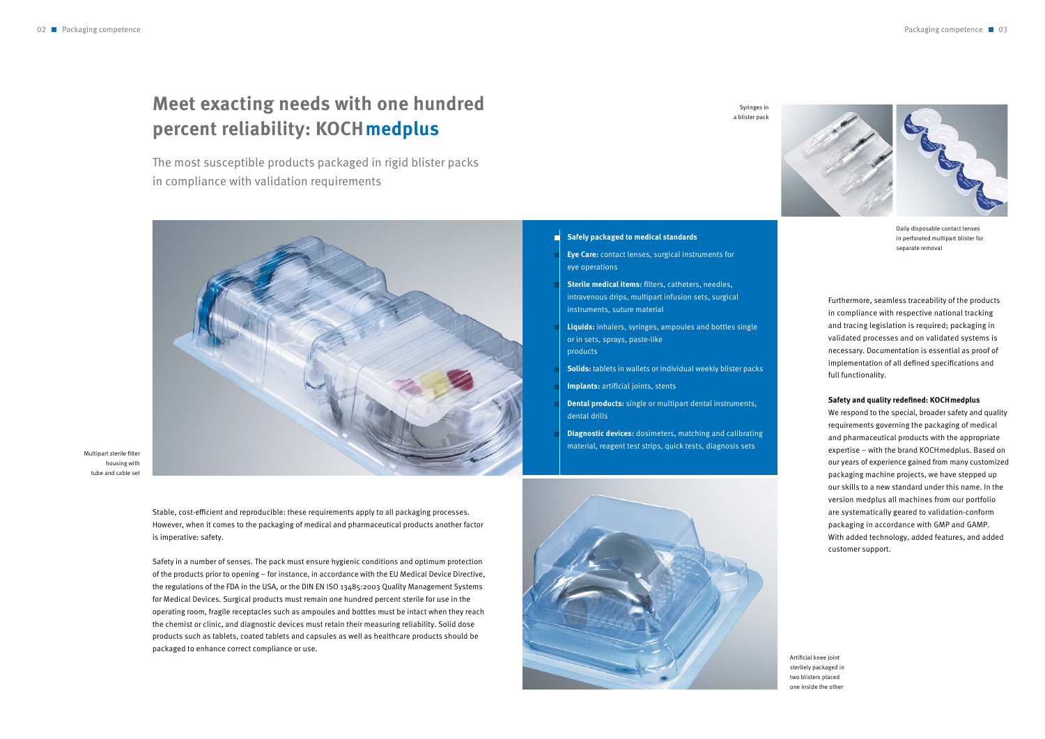# Meet exacting needs with one hundred percent reliability: KOCH medplus

The most susceptible products packaged in rigid blister packs in compliance with validation requirements

Multipart sterile filter housing with tube and cable set

**Safely packaged to medical standards**

- **Eye Care:** contact lenses, surgical instruments for eye operations
- **Sterile medical items:** filters, catheters, needles, intravenous drips, multipart infusion sets, surgical instruments, suture material
- **Liquids:** inhalers, syringes, ampoules and bottles single or in sets, sprays, paste-like products
- **Solids:** tablets in wallets or individual weekly blister packs
- **Implants:** artificial joints, stents
- **Dental products:** single or multipart dental instruments, dental drills
- **Diagnostic devices:** dosimeters, matching and calibrating material, reagent test strips, quick tests, diagnosis sets

Stable, cost-efficient and reproducible: these requirements apply to all packaging processes. However, when it comes to the packaging of medical and pharmaceutical products another factor is imperative: safety.

Safety in a number of senses. The pack must ensure hygienic conditions and optimum protection of the products prior to opening – for instance, in accordance with the EU Medical Device Directive, the regulations of the FDA in the USA, or the DIN EN ISO 13485:2003 Quality Management Systems for Medical Devices. Surgical products must remain one hundred percent sterile for use in the operating room, fragile receptacles such as ampoules and bottles must be intact when they reach the chemist or clinic, and diagnostic devices must retain their measuring reliability. Solid dose products such as tablets, coated tablets and capsules as well as healthcare products should be packaged to enhance correct compliance or use.

Syringes in a blister pack

Daily disposable contact lenses in perforated multipart blister for separate removal

Furthermore, seamless traceability of the products in compliance with respective national tracking and tracing legislation is required; packaging in validated processes and on validated systems is necessary. Documentation is essential as proof of implementation of all defined specifications and full functionality.

**Safety and quality redefined: KOCH medplus**

We respond to the special, broader safety and quality requirements governing the packaging of medical and pharmaceutical products with the appropriate expertise – with the brand KOCH medplus. Based on our years of experience gained from many customized packaging machine projects, we have stepped up our skills to a new standard under this name. In the version medplus all machines from our portfolio are systematically geared to validation-conform packaging in accordance with GMP and GAMP. With added technology, added features, and added customer support.

Artificial knee joint sterilely packaged in two blisters placed one inside the other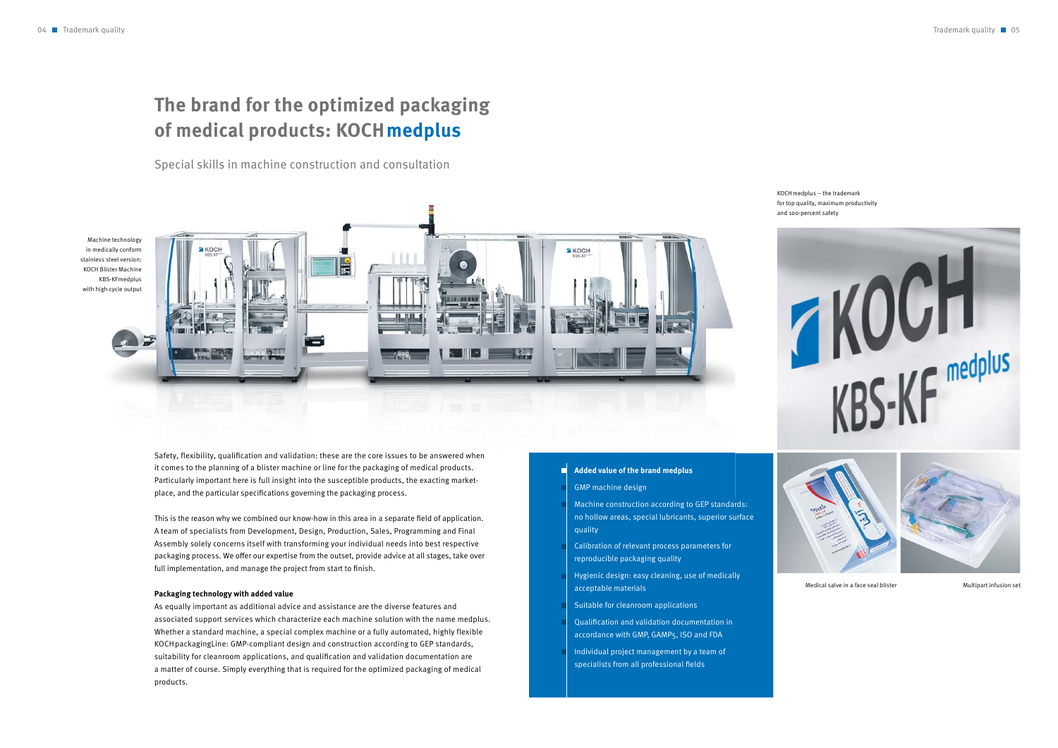# The brand for the optimized packaging of medical products: KOCH medplus

Special skills in machine construction and consultation

Machine technology in medically conform stainless steel version: KOCH Blister Machine KBS-KF medplus with high cycle output

KOCH medplus – the trademark for top quality, maximum productivity and 100-percent safety

Safety, flexibility, qualification and validation: these are the core issues to be answered when it comes to the planning of a blister machine or line for the packaging of medical products. Particularly important here is full insight into the susceptible products, the exacting marketplace, and the particular specifications governing the packaging process.

This is the reason why we combined our know-how in this area in a separate field of application. A team of specialists from Development, Design, Production, Sales, Programming and Final Assembly solely concerns itself with transforming your individual needs into best respective packaging process. We offer our expertise from the outset, provide advice at all stages, take over full implementation, and manage the project from start to finish.

**Packaging technology with added value**

As equally important as additional advice and assistance are the diverse features and associated support services which characterize each machine solution with the name medplus. Whether a standard machine, a special complex machine or a fully automated, highly flexible KOCH packagingLine: GMP-compliant design and construction according to GEP standards, suitability for cleanroom applications, and qualification and validation documentation are a matter of course. Simply everything that is required for the optimized packaging of medical products.

**Added value of the brand medplus**

- GMP machine design
- Machine construction according to GEP standards: no hollow areas, special lubricants, superior surface quality
- Calibration of relevant process parameters for reproducible packaging quality
- Hygienic design: easy cleaning, use of medically acceptable materials
- Suitable for cleanroom applications
- Qualification and validation documentation in accordance with GMP, GAMP5, ISO and FDA
- Individual project management by a team of specialists from all professional fields

Medical salve in a face seal blister

Multipart infusion set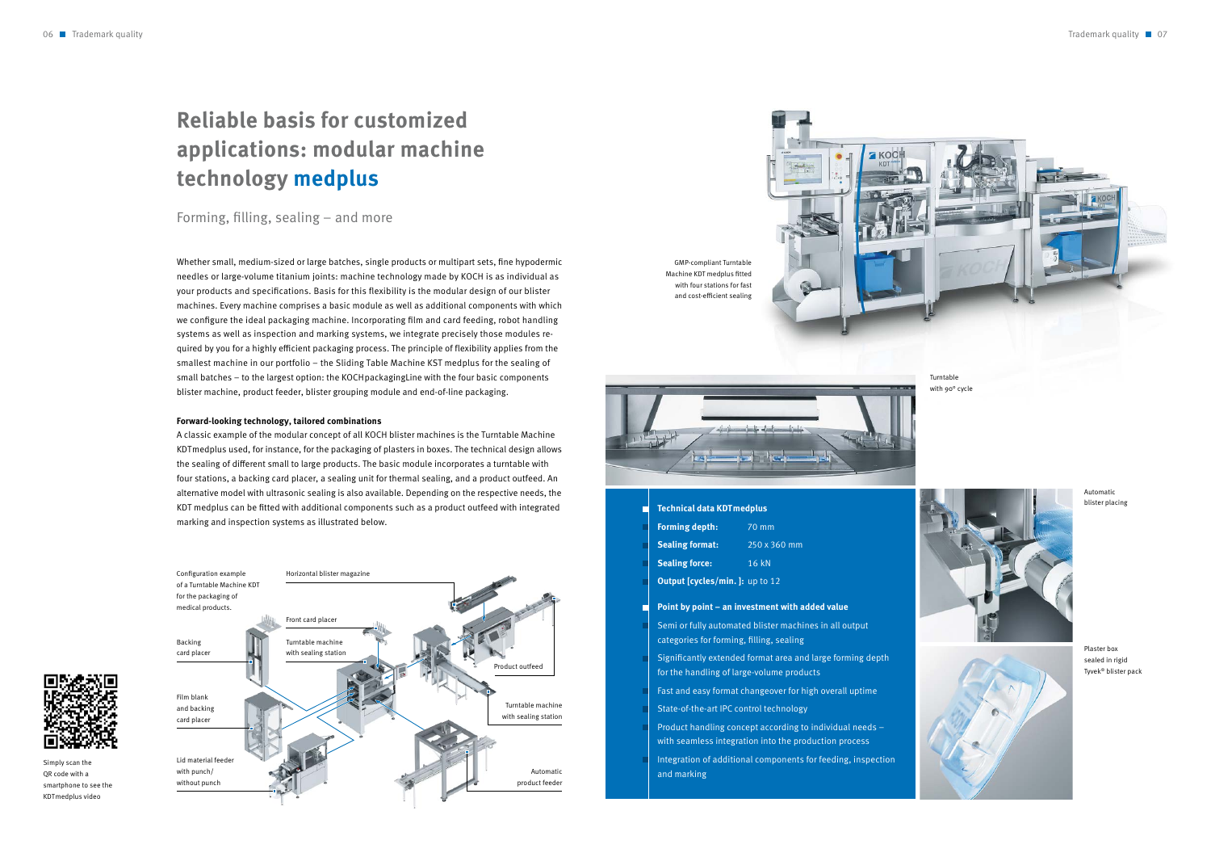# Reliable basis for customized applications: modular machine technology medplus

## Forming, filling, sealing – and more

Whether small, medium-sized or large batches, single products or multipart sets, fine hypodermic needles or large-volume titanium joints: machine technology made by KOCH is as individual as your products and specifications. Basis for this flexibility is the modular design of our blister machines. Every machine comprises a basic module as well as additional components with which we configure the ideal packaging machine. Incorporating film and card feeding, robot handling systems as well as inspection and marking systems, we integrate precisely those modules required by you for a highly efficient packaging process. The principle of flexibility applies from the smallest machine in our portfolio – the Sliding Table Machine KST medplus for the sealing of small batches – to the largest option: the KOCHpackagingLine with the four basic components blister machine, product feeder, blister grouping module and end-of-line packaging.

**Forward-looking technology, tailored combinations**

A classic example of the modular concept of all KOCH blister machines is the Turntable Machine KDTmedplus used, for instance, for the packaging of plasters in boxes. The technical design allows the sealing of different small to large products. The basic module incorporates a turntable with four stations, a backing card placer, a sealing unit for thermal sealing, and a product outfeed. An alternative model with ultrasonic sealing is also available. Depending on the respective needs, the KDT medplus can be fitted with additional components such as a product outfeed with integrated marking and inspection systems as illustrated below.

Configuration example of a Turntable Machine KDT for the packaging of medical products.

Horizontal blister magazine

Front card placer

Backing card placer

Turntable machine with sealing station

Product outfeed

Film blank and backing card placer

Turntable machine with sealing station

Lid material feeder with punch/ without punch

Automatic product feeder

Simply scan the QR code with a smartphone to see the KDTmedplus video

GMP-compliant Turntable Machine KDT medplus fitted with four stations for fast and cost-efficient sealing

Turntable with 90° cycle

**Technical data KDTmedplus**

- **Forming depth:** 70 mm
- **Sealing format:** 250 x 360 mm
- **Sealing force:** 16 kN
- **Output [cycles/min.]:** up to 12

**Point by point – an investment with added value**

- Semi or fully automated blister machines in all output categories for forming, filling, sealing
- Significantly extended format area and large forming depth for the handling of large-volume products
- Fast and easy format changeover for high overall uptime
- State-of-the-art IPC control technology
- Product handling concept according to individual needs – with seamless integration into the production process
- Integration of additional components for feeding, inspection and marking

Automatic blister placing

Plaster box sealed in rigid Tyvek® blister pack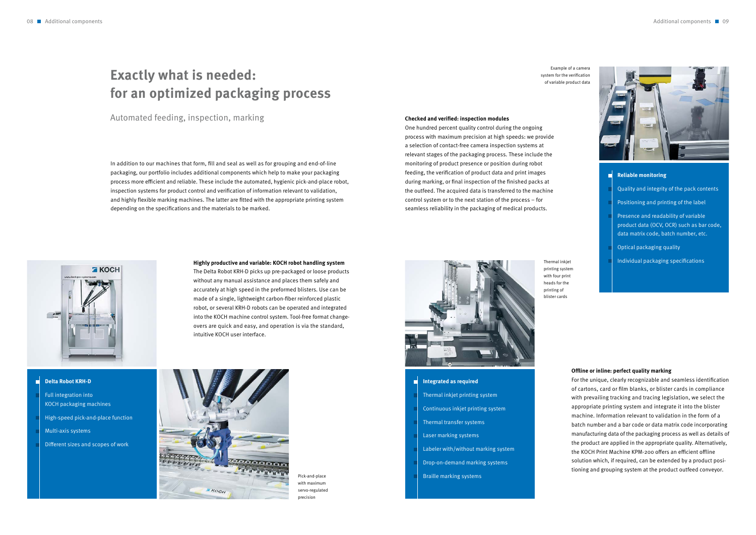# Exactly what is needed: for an optimized packaging process

Automated feeding, inspection, marking

In addition to our machines that form, fill and seal as well as for grouping and end-of-line packaging, our portfolio includes additional components which help to make your packaging process more efficient and reliable. These include the automated, hygienic pick-and-place robot, inspection systems for product control and verification of information relevant to validation, and highly flexible marking machines. The latter are fitted with the appropriate printing system depending on the specifications and the materials to be marked.

**Highly productive and variable: KOCH robot handling system**
The Delta Robot KRH-D picks up pre-packaged or loose products without any manual assistance and places them safely and accurately at high speed in the preformed blisters. Use can be made of a single, lightweight carbon-fiber reinforced plastic robot, or several KRH-D robots can be operated and integrated into the KOCH machine control system. Tool-free format change-overs are quick and easy, and operation is via the standard, intuitive KOCH user interface.

**Delta Robot KRH-D**

- Full integration into KOCH packaging machines
- High-speed pick-and-place function
- Multi-axis systems
- Different sizes and scopes of work

Pick-and-place with maximum servo-regulated precision

**Checked and verified: inspection modules**
One hundred percent quality control during the ongoing process with maximum precision at high speeds: we provide a selection of contact-free camera inspection systems at relevant stages of the packaging process. These include the monitoring of product presence or position during robot feeding, the verification of product data and print images during marking, or final inspection of the finished packs at the outfeed. The acquired data is transferred to the machine control system or to the next station of the process – for seamless reliability in the packaging of medical products.

Example of a camera system for the verification of variable product data

**Reliable monitoring**

- Quality and integrity of the pack contents
- Positioning and printing of the label
- Presence and readability of variable product data (OCV, OCR) such as bar code, data matrix code, batch number, etc.
- Optical packaging quality
- Individual packaging specifications

Thermal inkjet printing system with four print heads for the printing of blister cards

**Integrated as required**

- Thermal inkjet printing system
- Continuous inkjet printing system
- Thermal transfer systems
- Laser marking systems
- Labeler with/without marking system
- Drop-on-demand marking systems
- Braille marking systems

**Offline or inline: perfect quality marking**
For the unique, clearly recognizable and seamless identification of cartons, card or film blanks, or blister cards in compliance with prevailing tracking and tracing legislation, we select the appropriate printing system and integrate it into the blister machine. Information relevant to validation in the form of a batch number and a bar code or data matrix code incorporating manufacturing data of the packaging process as well as details of the product are applied in the appropriate quality. Alternatively, the KOCH Print Machine KPM-200 offers an efficient offline solution which, if required, can be extended by a product positioning and grouping system at the product outfeed conveyor.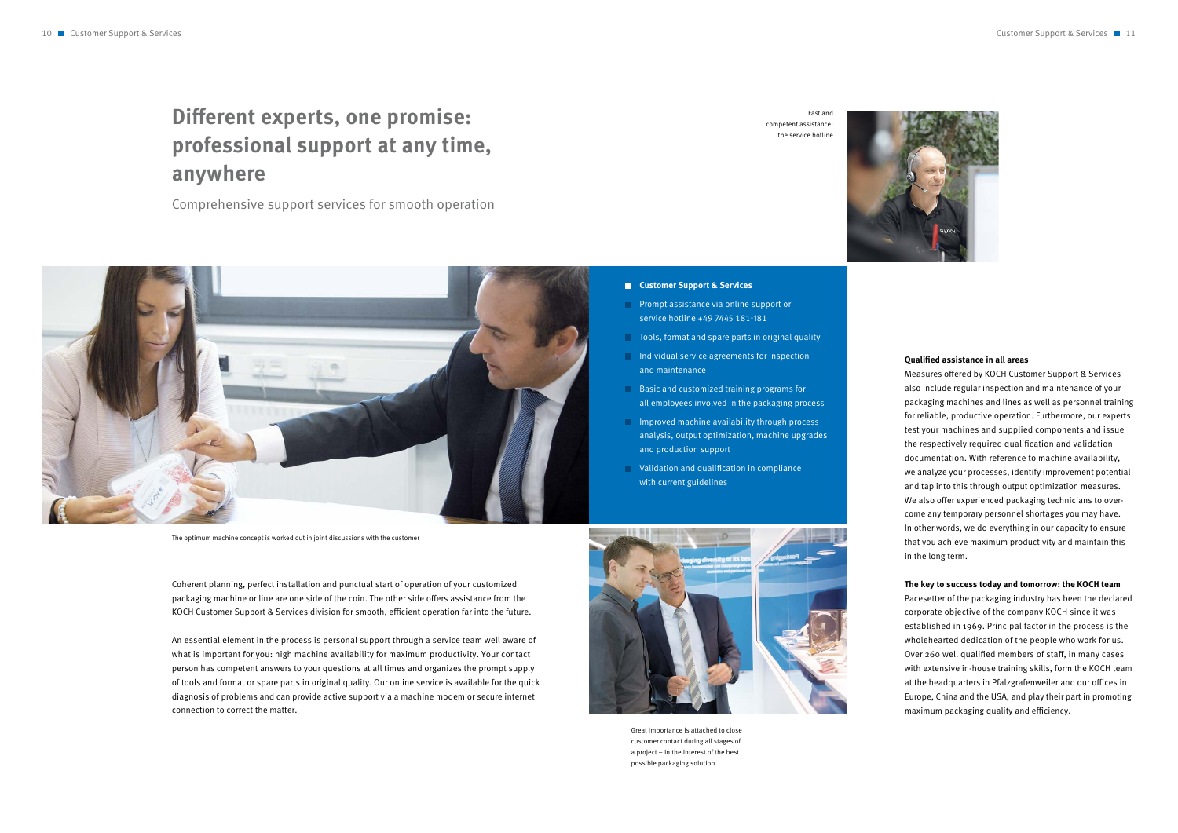# Different experts, one promise: professional support at any time, anywhere

Comprehensive support services for smooth operation

Fast and competent assistance: the service hotline

The optimum machine concept is worked out in joint discussions with the customer

Coherent planning, perfect installation and punctual start of operation of your customized packaging machine or line are one side of the coin. The other side offers assistance from the KOCH Customer Support & Services division for smooth, efficient operation far into the future.

An essential element in the process is personal support through a service team well aware of what is important for you: high machine availability for maximum productivity. Your contact person has competent answers to your questions at all times and organizes the prompt supply of tools and format or spare parts in original quality. Our online service is available for the quick diagnosis of problems and can provide active support via a machine modem or secure internet connection to correct the matter.

**Customer Support & Services**

- Prompt assistance via online support or service hotline +49 7445 181-181
- Tools, format and spare parts in original quality
- Individual service agreements for inspection and maintenance
- Basic and customized training programs for all employees involved in the packaging process
- Improved machine availability through process analysis, output optimization, machine upgrades and production support
- Validation and qualification in compliance with current guidelines

Great importance is attached to close customer contact during all stages of a project – in the interest of the best possible packaging solution.

**Qualified assistance in all areas**

Measures offered by KOCH Customer Support & Services also include regular inspection and maintenance of your packaging machines and lines as well as personnel training for reliable, productive operation. Furthermore, our experts test your machines and supplied components and issue the respectively required qualification and validation documentation. With reference to machine availability, we analyze your processes, identify improvement potential and tap into this through output optimization measures. We also offer experienced packaging technicians to overcome any temporary personnel shortages you may have. In other words, we do everything in our capacity to ensure that you achieve maximum productivity and maintain this in the long term.

**The key to success today and tomorrow: the KOCH team**

Pacesetter of the packaging industry has been the declared corporate objective of the company KOCH since it was established in 1969. Principal factor in the process is the wholehearted dedication of the people who work for us. Over 260 well qualified members of staff, in many cases with extensive in-house training skills, form the KOCH team at the headquarters in Pfalzgrafenweiler and our offices in Europe, China and the USA, and play their part in promoting maximum packaging quality and efficiency.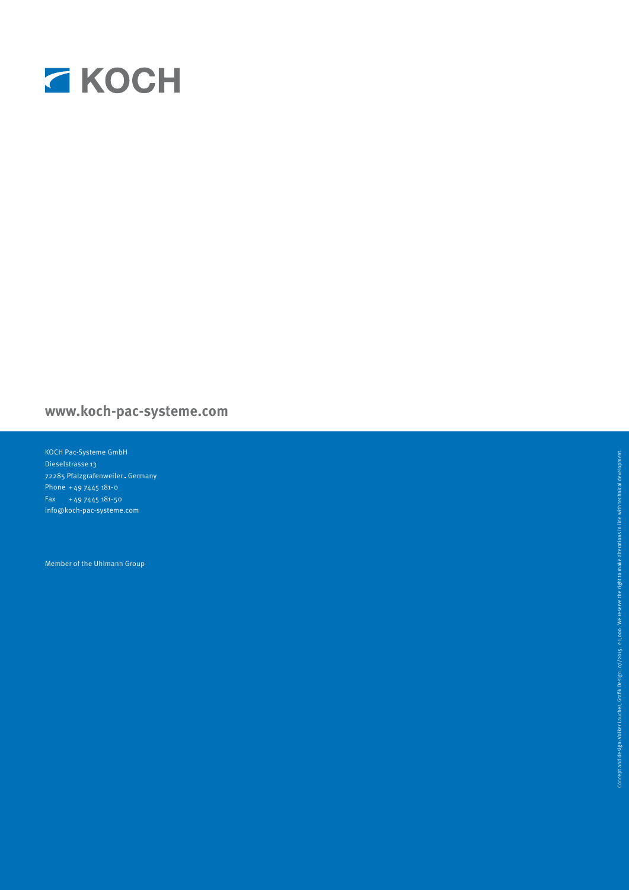KOCH

**www.koch-pac-systeme.com**

KOCH Pac-Systeme GmbH
Dieselstrasse 13
72285 Pfalzgrafenweiler . Germany
Phone +49 7445 181-0
Fax +49 7445 181-50
info@koch-pac-systeme.com

Member of the Uhlmann Group

Concept and design: Volker Laucher, Grafik Design. 07/2015. e 1,000. We reserve the right to make alterations in line with technical development.